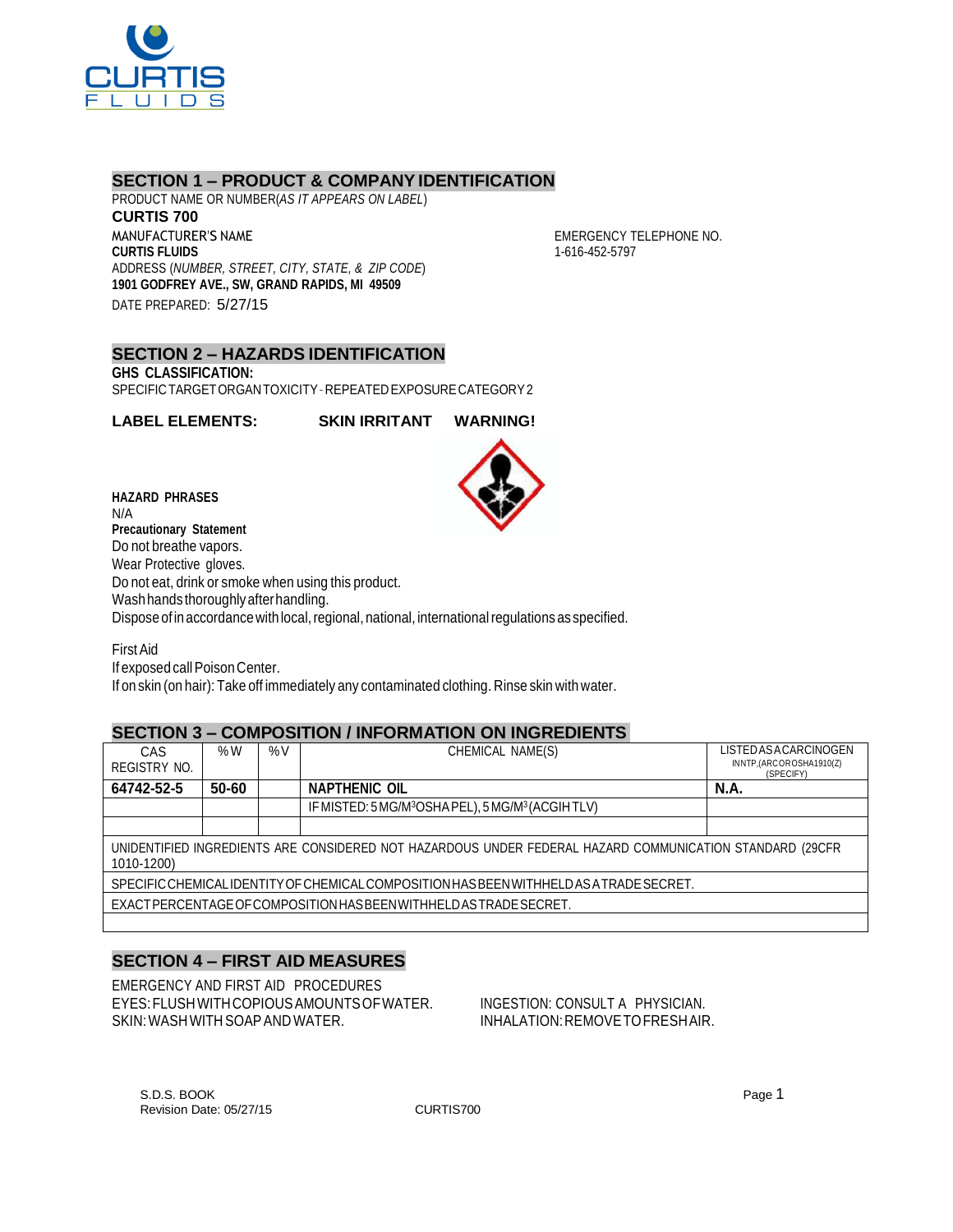## SECTION 1 – PRODUCT & COMPANY IDENTIFICATION

PRODUCT NAME OR NUMBER(*AS IT APPEARS ON LABEL*)

**CURTIS 700**

MANUFACTURER'S NAME

**CURTIS FLUIDS**

ADDRESS (*NUMBER, STREET, CITY, STATE, & ZIP CODE*)

**1901 GODFREY AVE., SW, GRAND RAPIDS, MI 49509**

DATE PREPARED: 5/27/15

EMERGENCY TELEPHONE NO.

1-616-452-5797

## SECTION 2 – HAZARDS IDENTIFICATION

**GHS CLASSIFICATION:**

SPECIFIC TARGET ORGAN TOXICITY - REPEATED EXPOSURE CATEGORY 2

**LABEL ELEMENTS:** **SKIN IRRITANT** **WARNING!**

**HAZARD PHRASES**

N/A

**Precautionary Statement**

Do not breathe vapors.

Wear Protective gloves.

Do not eat, drink or smoke when using this product.

Wash hands thoroughly after handling.

Dispose of in accordance with local, regional, national, international regulations as specified.

First Aid

If exposed call Poison Center.

If on skin (on hair): Take off immediately any contaminated clothing. Rinse skin with water.

## SECTION 3 – COMPOSITION / INFORMATION ON INGREDIENTS

| CAS REGISTRY NO. | % W | % V | CHEMICAL NAME(S) | LISTED AS A CARCINOGEN IN NTP, (ARC OR OSHA 1910(Z) (SPECIFY) |
|---|---|---|---|---|
| **64742-52-5** | **50-60** | | **NAPTHENIC OIL** | **N.A.** |
| | | | IF MISTED: 5 MG/M³ OSHA PEL), 5 MG/M³ (ACGIH TLV) | |
| | | | | |
| UNIDENTIFIED INGREDIENTS ARE CONSIDERED NOT HAZARDOUS UNDER FEDERAL HAZARD COMMUNICATION STANDARD (29CFR 1010-1200) | | | | |
| SPECIFIC CHEMICAL IDENTITY OF CHEMICAL COMPOSITION HAS BEEN WITHHELD AS A TRADE SECRET. | | | | |
| EXACT PERCENTAGE OF COMPOSITION HAS BEEN WITHHELD AS TRADE SECRET. | | | | |

## SECTION 4 – FIRST AID MEASURES

EMERGENCY AND FIRST AID PROCEDURES

EYES: FLUSH WITH COPIOUS AMOUNTS OF WATER.

SKIN: WASH WITH SOAP AND WATER.

INGESTION: CONSULT A PHYSICIAN.

INHALATION: REMOVE TO FRESH AIR.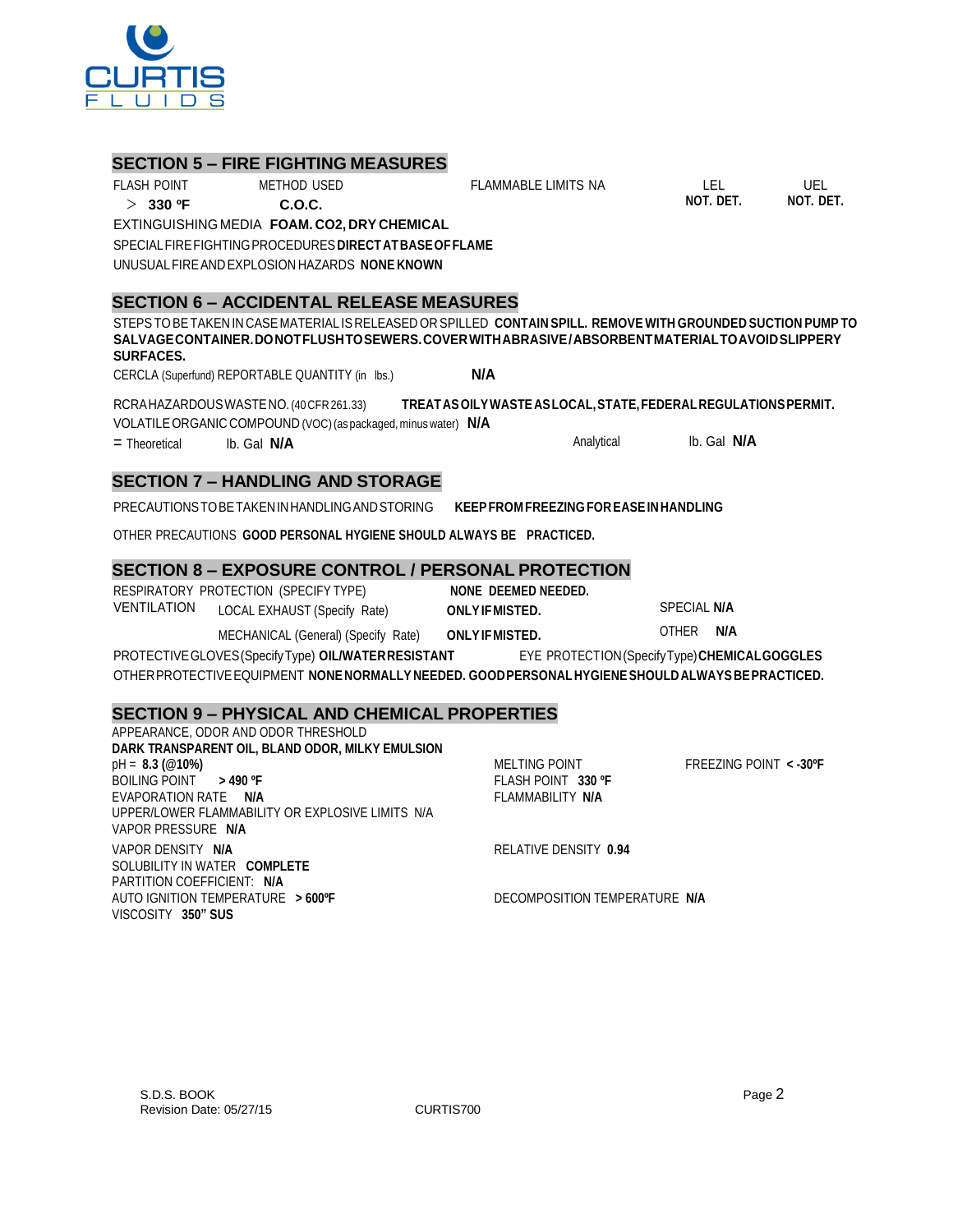## SECTION 5 – FIRE FIGHTING MEASURES

FLASH POINT > **330 ºF** METHOD USED **C.O.C.** FLAMMABLE LIMITS NA LEL **NOT. DET.** UEL **NOT. DET.**

EXTINGUISHING MEDIA **FOAM. CO2, DRY CHEMICAL**

SPECIAL FIRE FIGHTING PROCEDURES **DIRECT AT BASE OF FLAME**

UNUSUAL FIRE AND EXPLOSION HAZARDS **NONE KNOWN**

## SECTION 6 – ACCIDENTAL RELEASE MEASURES

STEPS TO BE TAKEN IN CASE MATERIAL IS RELEASED OR SPILLED **CONTAIN SPILL. REMOVE WITH GROUNDED SUCTION PUMP TO SALVAGE CONTAINER. DO NOT FLUSH TO SEWERS. COVER WITH ABRASIVE / ABSORBENT MATERIAL TO AVOID SLIPPERY SURFACES.**

CERCLA (Superfund) REPORTABLE QUANTITY (in lbs.) **N/A**

RCRA HAZARDOUS WASTE NO. (40 CFR 261.33) **TREAT AS OILY WASTE AS LOCAL, STATE, FEDERAL REGULATIONS PERMIT.**

VOLATILE ORGANIC COMPOUND (VOC) (as packaged, minus water) **N/A**

= Theoretical lb. Gal **N/A** Analytical lb. Gal **N/A**

## SECTION 7 – HANDLING AND STORAGE

PRECAUTIONS TO BE TAKEN IN HANDLING AND STORING **KEEP FROM FREEZING FOR EASE IN HANDLING**

OTHER PRECAUTIONS **GOOD PERSONAL HYGIENE SHOULD ALWAYS BE PRACTICED.**

## SECTION 8 – EXPOSURE CONTROL / PERSONAL PROTECTION

RESPIRATORY PROTECTION (SPECIFY TYPE) **NONE DEEMED NEEDED.**

VENTILATION LOCAL EXHAUST (Specify Rate) **ONLY IF MISTED.** SPECIAL **N/A**

MECHANICAL (General) (Specify Rate) **ONLY IF MISTED.** OTHER **N/A**

PROTECTIVE GLOVES (Specify Type) **OIL/WATER RESISTANT** EYE PROTECTION (Specify Type) **CHEMICAL GOGGLES**

OTHER PROTECTIVE EQUIPMENT **NONE NORMALLY NEEDED. GOOD PERSONAL HYGIENE SHOULD ALWAYS BE PRACTICED.**

## SECTION 9 – PHYSICAL AND CHEMICAL PROPERTIES

APPEARANCE, ODOR AND ODOR THRESHOLD
**DARK TRANSPARENT OIL, BLAND ODOR, MILKY EMULSION**

pH = **8.3 (@10%)**

MELTING POINT

FREEZING POINT **< -30ºF**

BOILING POINT **> 490 ºF**

FLASH POINT **330 ºF**

EVAPORATION RATE **N/A**

FLAMMABILITY **N/A**

UPPER/LOWER FLAMMABILITY OR EXPLOSIVE LIMITS N/A

VAPOR PRESSURE **N/A**

VAPOR DENSITY **N/A**

RELATIVE DENSITY **0.94**

SOLUBILITY IN WATER **COMPLETE**

PARTITION COEFFICIENT: **N/A**

AUTO IGNITION TEMPERATURE **> 600ºF**

DECOMPOSITION TEMPERATURE **N/A**

VISCOSITY **350" SUS**

S.D.S. BOOK
Revision Date: 05/27/15 CURTIS700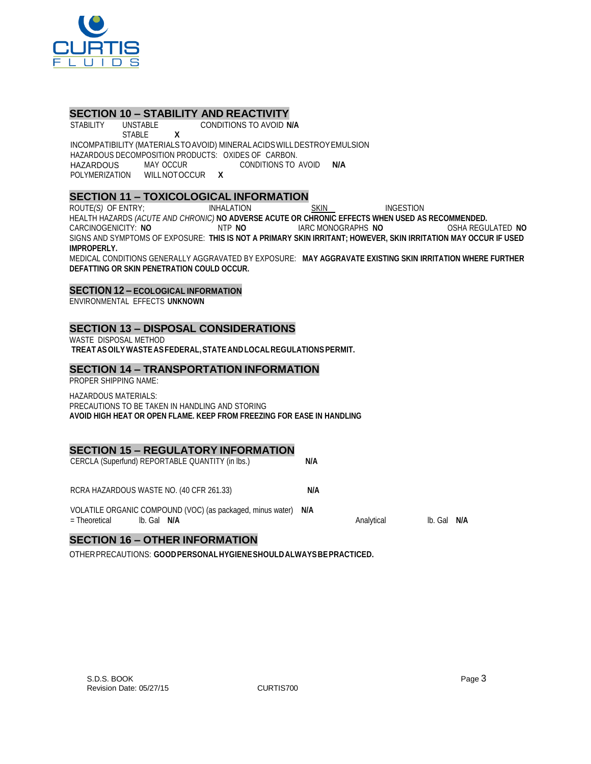## SECTION 10 – STABILITY AND REACTIVITY

| | | | |
|---|---|---|---|
| STABILITY | UNSTABLE | | CONDITIONS TO AVOID **N/A** |
| | STABLE | **X** | |

INCOMPATIBILITY (MATERIALS TO AVOID) MINERAL ACIDS WILL DESTROY EMULSION

HAZARDOUS DECOMPOSITION PRODUCTS: OXIDES OF CARBON.

| | | | |
|---|---|---|---|
| HAZARDOUS | MAY OCCUR | | CONDITIONS TO AVOID **N/A** |
| POLYMERIZATION | WILL NOT OCCUR | **X** | |

## SECTION 11 – TOXICOLOGICAL INFORMATION

ROUTE(S) OF ENTRY; INHALATION SKIN INGESTION

HEALTH HAZARDS *(ACUTE AND CHRONIC)* **NO ADVERSE ACUTE OR CHRONIC EFFECTS WHEN USED AS RECOMMENDED.**

CARCINOGENICITY: **NO** NTP **NO** IARC MONOGRAPHS **NO** OSHA REGULATED **NO**

SIGNS AND SYMPTOMS OF EXPOSURE: **THIS IS NOT A PRIMARY SKIN IRRITANT; HOWEVER, SKIN IRRITATION MAY OCCUR IF USED IMPROPERLY.**

MEDICAL CONDITIONS GENERALLY AGGRAVATED BY EXPOSURE: **MAY AGGRAVATE EXISTING SKIN IRRITATION WHERE FURTHER DEFATTING OR SKIN PENETRATION COULD OCCUR.**

## SECTION 12 – ECOLOGICAL INFORMATION

ENVIRONMENTAL EFFECTS **UNKNOWN**

## SECTION 13 – DISPOSAL CONSIDERATIONS

WASTE DISPOSAL METHOD

**TREAT AS OILY WASTE AS FEDERAL, STATE AND LOCAL REGULATIONS PERMIT.**

## SECTION 14 – TRANSPORTATION INFORMATION

PROPER SHIPPING NAME:

HAZARDOUS MATERIALS:

PRECAUTIONS TO BE TAKEN IN HANDLING AND STORING

**AVOID HIGH HEAT OR OPEN FLAME. KEEP FROM FREEZING FOR EASE IN HANDLING**

## SECTION 15 – REGULATORY INFORMATION

CERCLA (Superfund) REPORTABLE QUANTITY (in lbs.) **N/A**

RCRA HAZARDOUS WASTE NO. (40 CFR 261.33) **N/A**

VOLATILE ORGANIC COMPOUND (VOC) (as packaged, minus water) **N/A**

= Theoretical lb. Gal **N/A** Analytical lb. Gal **N/A**

## SECTION 16 – OTHER INFORMATION

OTHER PRECAUTIONS: **GOOD PERSONAL HYGIENE SHOULD ALWAYS BE PRACTICED.**

S.D.S. BOOK
Revision Date: 05/27/15 CURTIS700